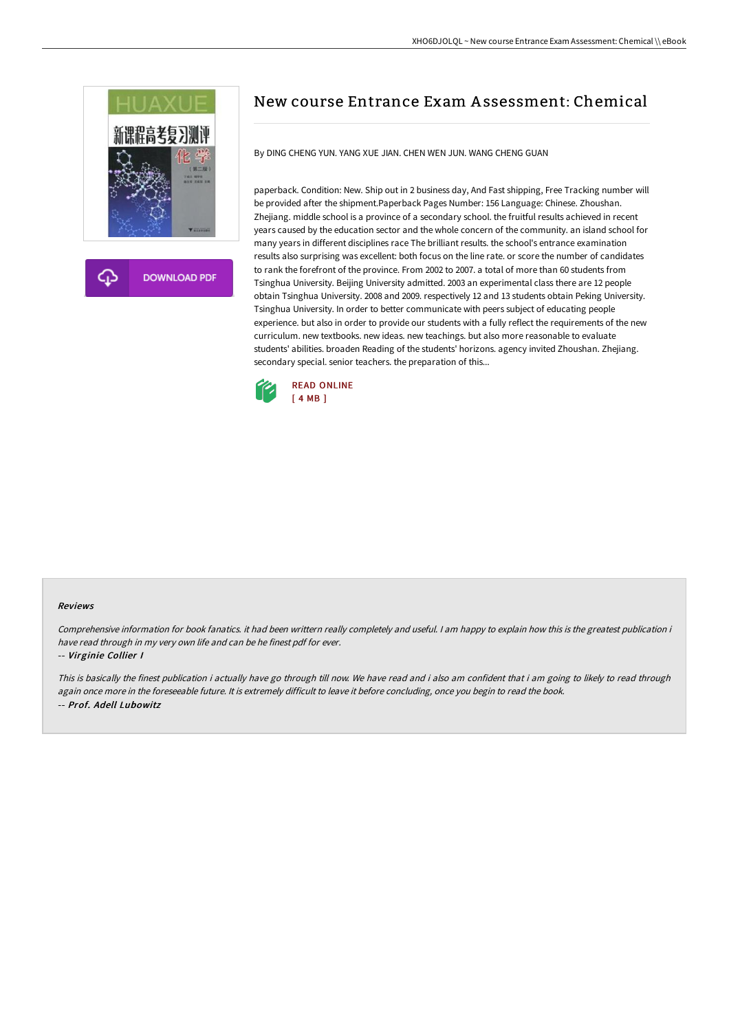# New course Entrance Exam Assessment: Chemical

By DING CHENG YUN. YANG XUE JIAN. CHEN WEN JUN. WANG CHENG GUAN

paperback. Condition: New. Ship out in 2 business day, And Fast shipping, Free Tracking number will be provided after the shipment.Paperback Pages Number: 156 Language: Chinese. Zhoushan. Zhejiang. middle school is a province of a secondary school. the fruitful results achieved in recent years caused by the education sector and the whole concern of the community. an island school for many years in different disciplines race The brilliant results. the school's entrance examination results also surprising was excellent: both focus on the line rate. or score the number of candidates to rank the forefront of the province. From 2002 to 2007. a total of more than 60 students from Tsinghua University. Beijing University admitted. 2003 an experimental class there are 12 people obtain Tsinghua University. 2008 and 2009. respectively 12 and 13 students obtain Peking University. Tsinghua University. In order to better communicate with peers subject of educating people experience. but also in order to provide our students with a fully reflect the requirements of the new curriculum. new textbooks. new ideas. new teachings. but also more reasonable to evaluate students' abilities. broaden Reading of the students' horizons. agency invited Zhoushan. Zhejiang. secondary special. senior teachers. the preparation of this...

READ ONLINE
[ 4 MB ]

DOWNLOAD PDF

### Reviews

*Comprehensive information for book fanatics. it had been writtern really completely and useful. I am happy to explain how this is the greatest publication i have read through in my very own life and can be he finest pdf for ever.*

-- ***Virginie Collier I***

*This is basically the finest publication i actually have go through till now. We have read and i also am confident that i am going to likely to read through again once more in the foreseeable future. It is extremely difficult to leave it before concluding, once you begin to read the book.*

-- ***Prof. Adell Lubowitz***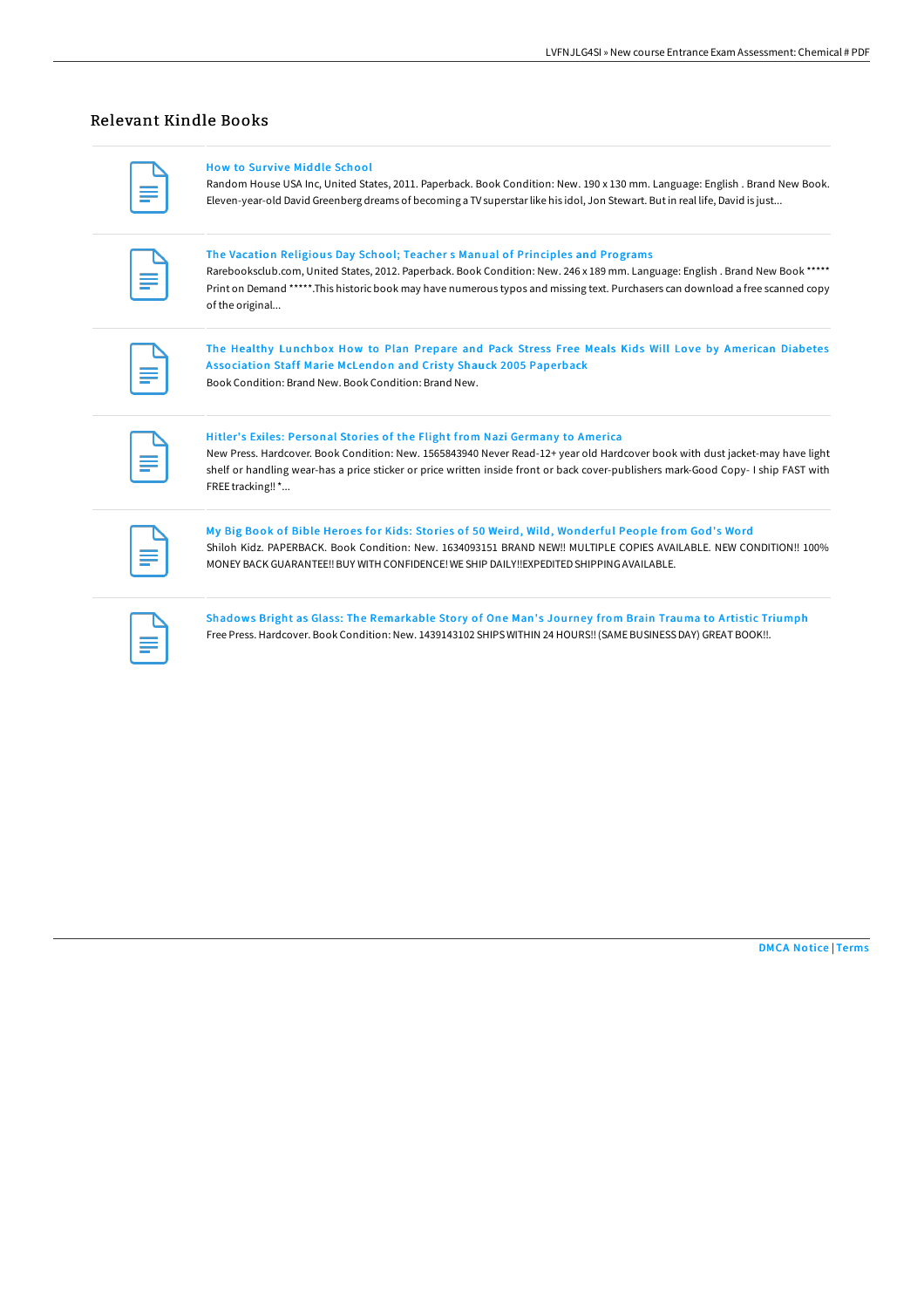## Relevant Kindle Books

### How to Survive Middle School

Random House USA Inc, United States, 2011. Paperback. Book Condition: New. 190 x 130 mm. Language: English . Brand New Book. Eleven-year-old David Greenberg dreams of becoming a TV superstar like his idol, Jon Stewart. But in real life, David is just...

### The Vacation Religious Day School; Teacher s Manual of Principles and Programs

Rarebooksclub.com, United States, 2012. Paperback. Book Condition: New. 246 x 189 mm. Language: English . Brand New Book ***** Print on Demand *****.This historic book may have numerous typos and missing text. Purchasers can download a free scanned copy of the original...

### The Healthy Lunchbox How to Plan Prepare and Pack Stress Free Meals Kids Will Love by American Diabetes Association Staff Marie McLendon and Cristy Shauck 2005 Paperback

Book Condition: Brand New. Book Condition: Brand New.

### Hitler's Exiles: Personal Stories of the Flight from Nazi Germany to America

New Press. Hardcover. Book Condition: New. 1565843940 Never Read-12+ year old Hardcover book with dust jacket-may have light shelf or handling wear-has a price sticker or price written inside front or back cover-publishers mark-Good Copy- I ship FAST with FREE tracking!! *...

### My Big Book of Bible Heroes for Kids: Stories of 50 Weird, Wild, Wonderful People from God's Word

Shiloh Kidz. PAPERBACK. Book Condition: New. 1634093151 BRAND NEW!! MULTIPLE COPIES AVAILABLE. NEW CONDITION!! 100% MONEY BACK GUARANTEE!! BUY WITH CONFIDENCE! WE SHIP DAILY!!EXPEDITED SHIPPING AVAILABLE.

### Shadows Bright as Glass: The Remarkable Story of One Man's Journey from Brain Trauma to Artistic Triumph

Free Press. Hardcover. Book Condition: New. 1439143102 SHIPS WITHIN 24 HOURS!! (SAME BUSINESS DAY) GREAT BOOK!!.

DMCA Notice | Terms